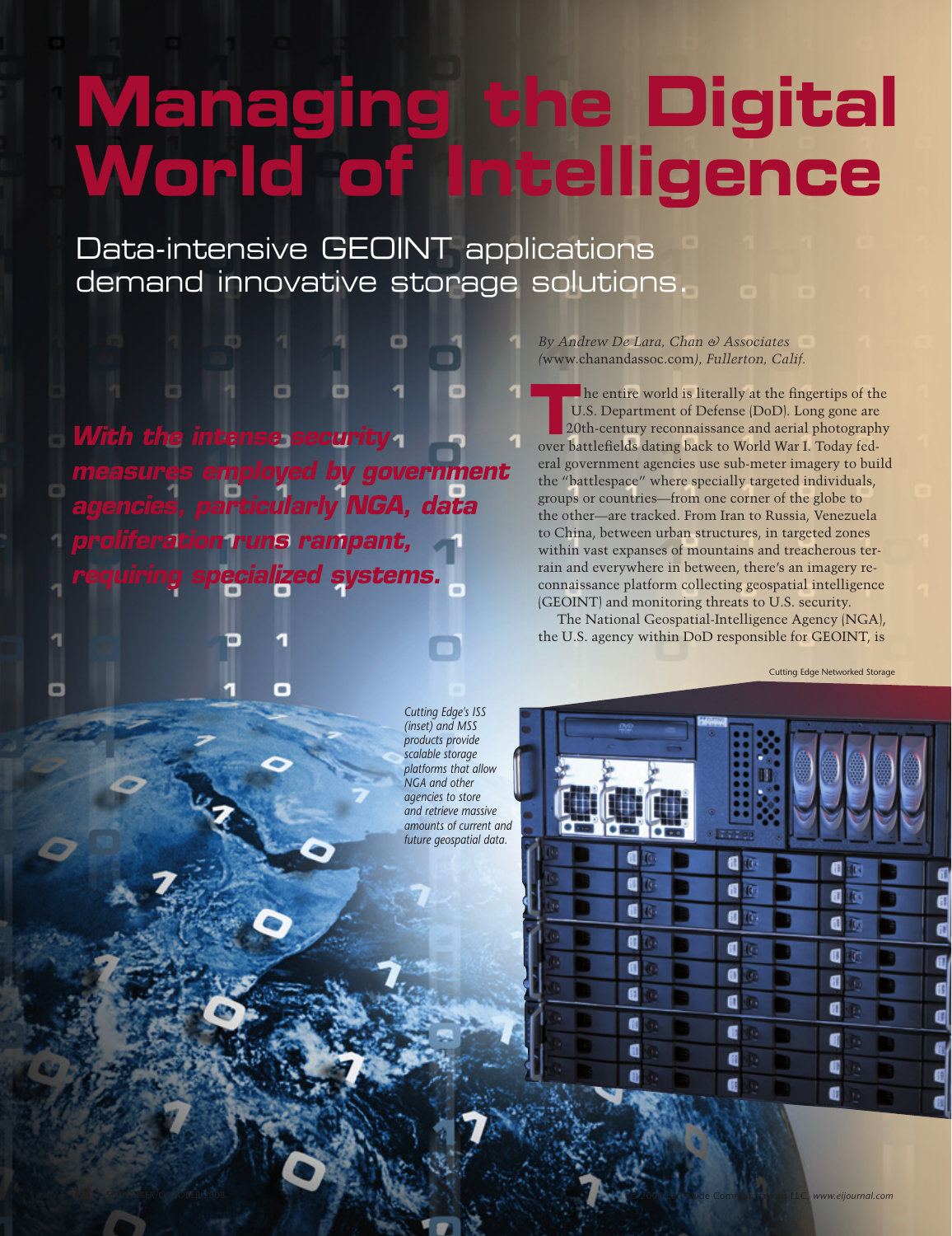# Managing the Digital World of Intelligence

## Data-intensive GEOINT applications demand innovative storage solutions.

***With the intense security measures employed by government agencies, particularly NGA, data proliferation runs rampant, requiring specialized systems.***

*By Andrew De Lara, Chan & Associates (www.chanandassoc.com), Fullerton, Calif.*

The entire world is literally at the fingertips of the U.S. Department of Defense (DoD). Long gone are 20th-century reconnaissance and aerial photography over battlefields dating back to World War I. Today federal government agencies use sub-meter imagery to build the "battlespace" where specially targeted individuals, groups or countries—from one corner of the globe to the other—are tracked. From Iran to Russia, Venezuela to China, between urban structures, in targeted zones within vast expanses of mountains and treacherous terrain and everywhere in between, there's an imagery reconnaissance platform collecting geospatial intelligence (GEOINT) and monitoring threats to U.S. security.

The National Geospatial-Intelligence Agency (NGA), the U.S. agency within DoD responsible for GEOINT, is

Cutting Edge Networked Storage

*Cutting Edge's ISS (inset) and MSS products provide scalable storage platforms that allow NGA and other agencies to store and retrieve massive amounts of current and future geospatial data.*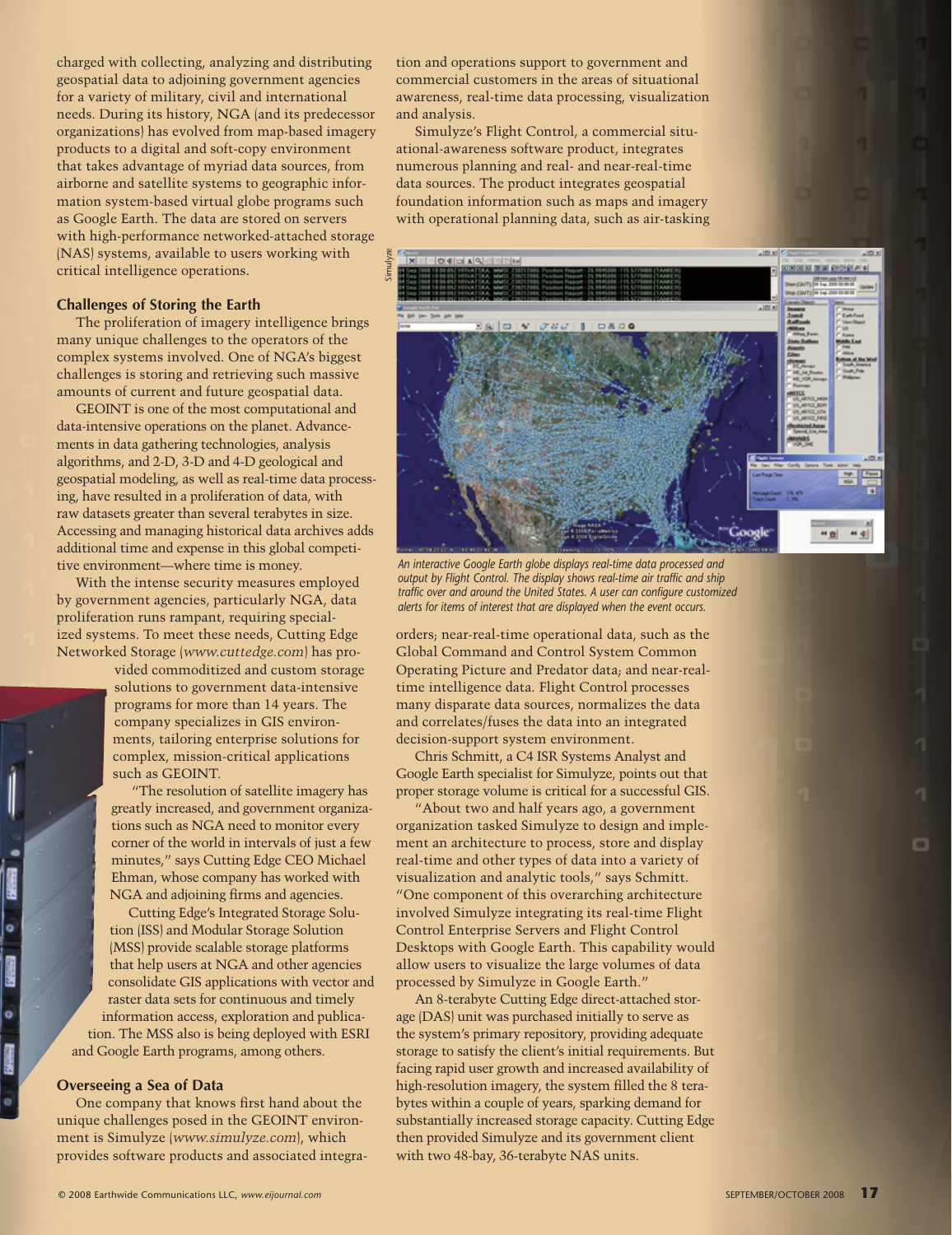charged with collecting, analyzing and distributing geospatial data to adjoining government agencies for a variety of military, civil and international needs. During its history, NGA (and its predecessor organizations) has evolved from map-based imagery products to a digital and soft-copy environment that takes advantage of myriad data sources, from airborne and satellite systems to geographic information system-based virtual globe programs such as Google Earth. The data are stored on servers with high-performance networked-attached storage (NAS) systems, available to users working with critical intelligence operations.

### Challenges of Storing the Earth

The proliferation of imagery intelligence brings many unique challenges to the operators of the complex systems involved. One of NGA's biggest challenges is storing and retrieving such massive amounts of current and future geospatial data.

GEOINT is one of the most computational and data-intensive operations on the planet. Advancements in data gathering technologies, analysis algorithms, and 2-D, 3-D and 4-D geological and geospatial modeling, as well as real-time data processing, have resulted in a proliferation of data, with raw datasets greater than several terabytes in size. Accessing and managing historical data archives adds additional time and expense in this global competitive environment—where time is money.

With the intense security measures employed by government agencies, particularly NGA, data proliferation runs rampant, requiring specialized systems. To meet these needs, Cutting Edge Networked Storage (*www.cuttedge.com*) has provided commoditized and custom storage solutions to government data-intensive programs for more than 14 years. The company specializes in GIS environments, tailoring enterprise solutions for complex, mission-critical applications such as GEOINT.

"The resolution of satellite imagery has greatly increased, and government organizations such as NGA need to monitor every corner of the world in intervals of just a few minutes," says Cutting Edge CEO Michael Ehman, whose company has worked with NGA and adjoining firms and agencies.

Cutting Edge's Integrated Storage Solution (ISS) and Modular Storage Solution (MSS) provide scalable storage platforms that help users at NGA and other agencies consolidate GIS applications with vector and raster data sets for continuous and timely information access, exploration and publication. The MSS also is being deployed with ESRI and Google Earth programs, among others.

### Overseeing a Sea of Data

One company that knows first hand about the unique challenges posed in the GEOINT environment is Simulyze (*www.simulyze.com*), which provides software products and associated integration and operations support to government and commercial customers in the areas of situational awareness, real-time data processing, visualization and analysis.

Simulyze's Flight Control, a commercial situational-awareness software product, integrates numerous planning and real- and near-real-time data sources. The product integrates geospatial foundation information such as maps and imagery with operational planning data, such as air-tasking orders; near-real-time operational data, such as the Global Command and Control System Common Operating Picture and Predator data; and near-real-time intelligence data. Flight Control processes many disparate data sources, normalizes the data and correlates/fuses the data into an integrated decision-support system environment.

*An interactive Google Earth globe displays real-time data processed and output by Flight Control. The display shows real-time air traffic and ship traffic over and around the United States. A user can configure customized alerts for items of interest that are displayed when the event occurs.*

Chris Schmitt, a C4 ISR Systems Analyst and Google Earth specialist for Simulyze, points out that proper storage volume is critical for a successful GIS.

"About two and half years ago, a government organization tasked Simulyze to design and implement an architecture to process, store and display real-time and other types of data into a variety of visualization and analytic tools," says Schmitt. "One component of this overarching architecture involved Simulyze integrating its real-time Flight Control Enterprise Servers and Flight Control Desktops with Google Earth. This capability would allow users to visualize the large volumes of data processed by Simulyze in Google Earth."

An 8-terabyte Cutting Edge direct-attached storage (DAS) unit was purchased initially to serve as the system's primary repository, providing adequate storage to satisfy the client's initial requirements. But facing rapid user growth and increased availability of high-resolution imagery, the system filled the 8 terabytes within a couple of years, sparking demand for substantially increased storage capacity. Cutting Edge then provided Simulyze and its government client with two 48-bay, 36-terabyte NAS units.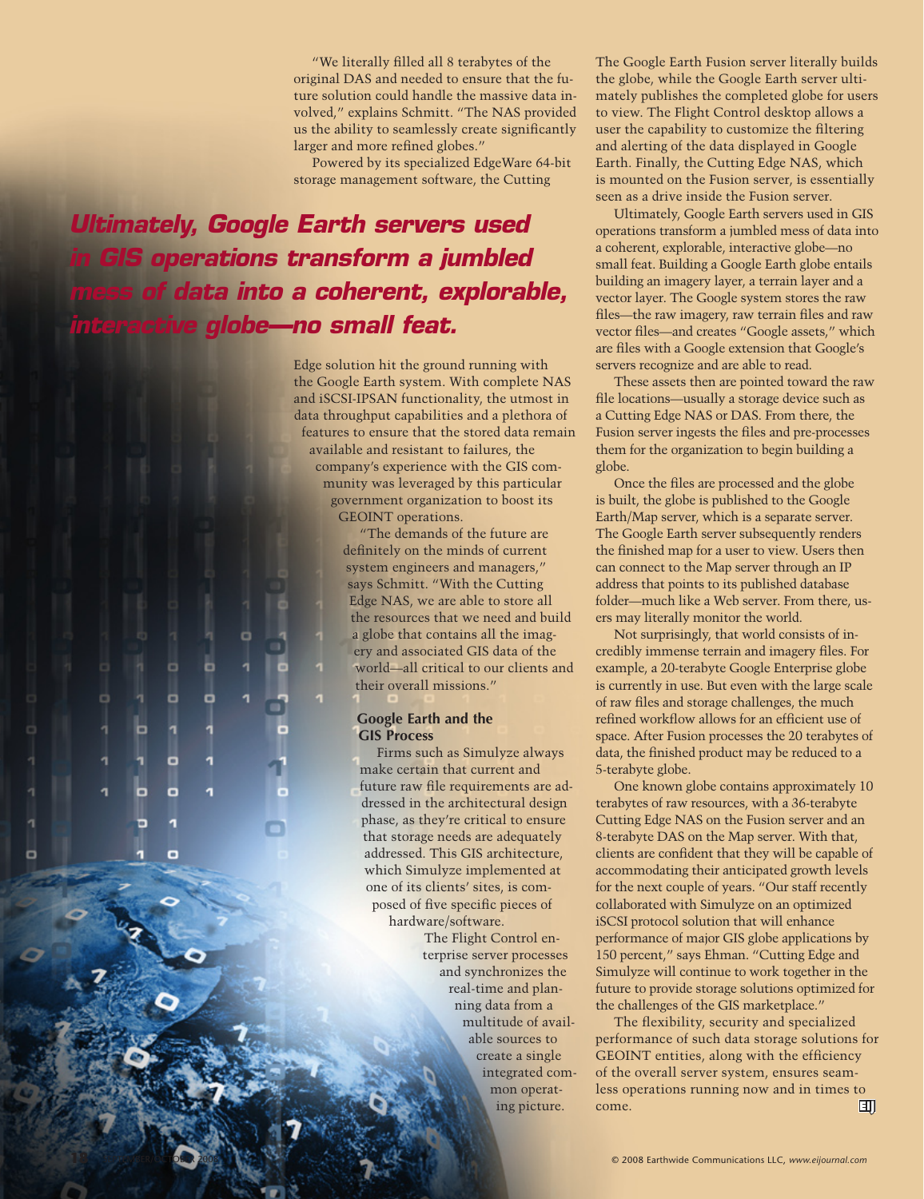"We literally filled all 8 terabytes of the original DAS and needed to ensure that the future solution could handle the massive data involved," explains Schmitt. "The NAS provided us the ability to seamlessly create significantly larger and more refined globes."

Powered by its specialized EdgeWare 64-bit storage management software, the Cutting Edge solution hit the ground running with the Google Earth system. With complete NAS and iSCSI-IPSAN functionality, the utmost in data throughput capabilities and a plethora of features to ensure that the stored data remain available and resistant to failures, the company's experience with the GIS community was leveraged by this particular government organization to boost its GEOINT operations.

***Ultimately, Google Earth servers used in GIS operations transform a jumbled mess of data into a coherent, explorable, interactive globe—no small feat.***

"The demands of the future are definitely on the minds of current system engineers and managers," says Schmitt. "With the Cutting Edge NAS, we are able to store all the resources that we need and build a globe that contains all the imagery and associated GIS data of the world—all critical to our clients and their overall missions."

## Google Earth and the GIS Process

Firms such as Simulyze always make certain that current and future raw file requirements are addressed in the architectural design phase, as they're critical to ensure that storage needs are adequately addressed. This GIS architecture, which Simulyze implemented at one of its clients' sites, is composed of five specific pieces of hardware/software.

The Flight Control enterprise server processes and synchronizes the real-time and planning data from a multitude of available sources to create a single integrated common operating picture. The Google Earth Fusion server literally builds the globe, while the Google Earth server ultimately publishes the completed globe for users to view. The Flight Control desktop allows a user the capability to customize the filtering and alerting of the data displayed in Google Earth. Finally, the Cutting Edge NAS, which is mounted on the Fusion server, is essentially seen as a drive inside the Fusion server.

Ultimately, Google Earth servers used in GIS operations transform a jumbled mess of data into a coherent, explorable, interactive globe—no small feat. Building a Google Earth globe entails building an imagery layer, a terrain layer and a vector layer. The Google system stores the raw files—the raw imagery, raw terrain files and raw vector files—and creates "Google assets," which are files with a Google extension that Google's servers recognize and are able to read.

These assets then are pointed toward the raw file locations—usually a storage device such as a Cutting Edge NAS or DAS. From there, the Fusion server ingests the files and pre-processes them for the organization to begin building a globe.

Once the files are processed and the globe is built, the globe is published to the Google Earth/Map server, which is a separate server. The Google Earth server subsequently renders the finished map for a user to view. Users then can connect to the Map server through an IP address that points to its published database folder—much like a Web server. From there, users may literally monitor the world.

Not surprisingly, that world consists of incredibly immense terrain and imagery files. For example, a 20-terabyte Google Enterprise globe is currently in use. But even with the large scale of raw files and storage challenges, the much refined workflow allows for an efficient use of space. After Fusion processes the 20 terabytes of data, the finished product may be reduced to a 5-terabyte globe.

One known globe contains approximately 10 terabytes of raw resources, with a 36-terabyte Cutting Edge NAS on the Fusion server and an 8-terabyte DAS on the Map server. With that, clients are confident that they will be capable of accommodating their anticipated growth levels for the next couple of years. "Our staff recently collaborated with Simulyze on an optimized iSCSI protocol solution that will enhance performance of major GIS globe applications by 150 percent," says Ehman. "Cutting Edge and Simulyze will continue to work together in the future to provide storage solutions optimized for the challenges of the GIS marketplace."

The flexibility, security and specialized performance of such data storage solutions for GEOINT entities, along with the efficiency of the overall server system, ensures seamless operations running now and in times to come.

© 2008 Earthwide Communications LLC, *www.eijournal.com*